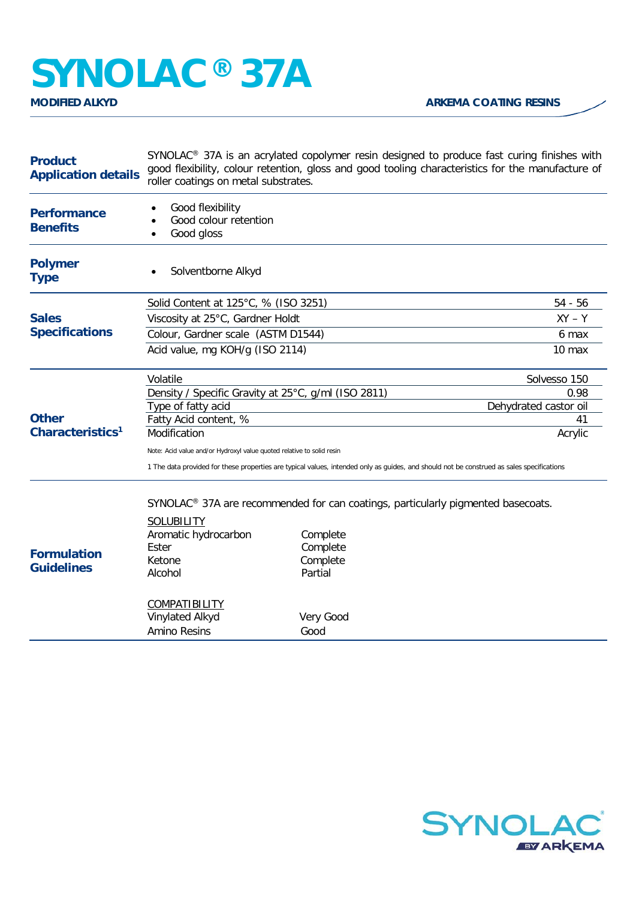# SYNOLAC® 37A

**MODIFIED ALKYD** — **ARKEMA COATING RESINS**

## Product Application details

SYNOLAC® 37A is an acrylated copolymer resin designed to produce fast curing finishes with good flexibility, colour retention, gloss and good tooling characteristics for the manufacture of roller coatings on metal substrates.

## Performance Benefits

- Good flexibility
- Good colour retention
- Good gloss

## Polymer Type

- Solventborne Alkyd

## Sales Specifications

| Property | Value |
|---|---|
| Solid Content at 125°C, % (ISO 3251) | 54 - 56 |
| Viscosity at 25°C, Gardner Holdt | XY – Y |
| Colour, Gardner scale (ASTM D1544) | 6 max |
| Acid value, mg KOH/g (ISO 2114) | 10 max |

## Other Characteristics[1]

| Property | Value |
|---|---|
| Volatile | Solvesso 150 |
| Density / Specific Gravity at 25°C, g/ml (ISO 2811) | 0.98 |
| Type of fatty acid | Dehydrated castor oil |
| Fatty Acid content, % | 41 |
| Modification | Acrylic |

Note: Acid value and/or Hydroxyl value quoted relative to solid resin

1 The data provided for these properties are typical values, intended only as guides, and should not be construed as sales specifications

## Formulation Guidelines

SYNOLAC® 37A are recommended for can coatings, particularly pigmented basecoats.

SOLUBILITY

| Solvent | Solubility |
|---|---|
| Aromatic hydrocarbon | Complete |
| Ester | Complete |
| Ketone | Complete |
| Alcohol | Partial |

COMPATIBILITY

| Resin | Compatibility |
|---|---|
| Vinylated Alkyd | Very Good |
| Amino Resins | Good |

SYNOLAC® BY ARKEMA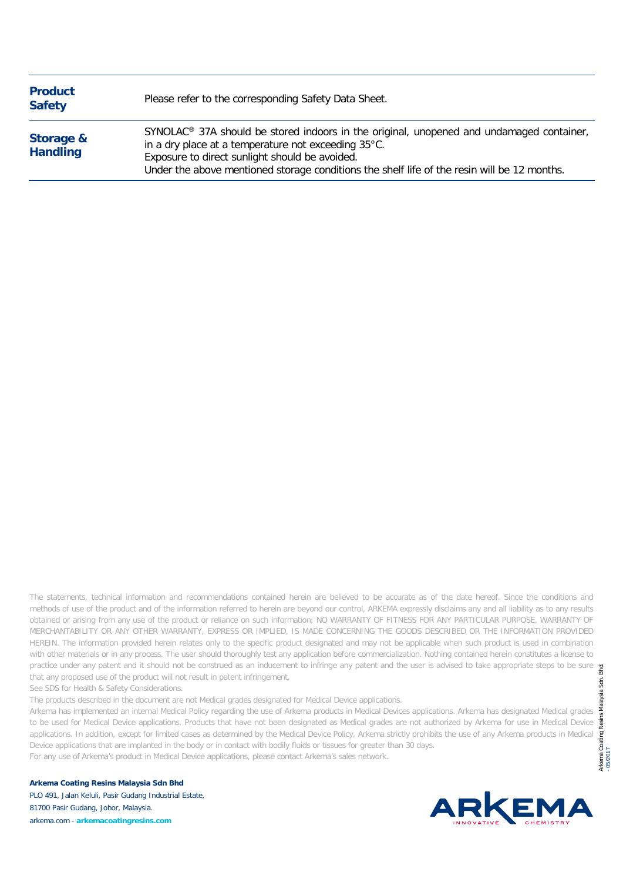| | |
|---|---|
| **Product Safety** | Please refer to the corresponding Safety Data Sheet. |
| **Storage & Handling** | SYNOLAC® 37A should be stored indoors in the original, unopened and undamaged container, in a dry place at a temperature not exceeding 35°C.<br>Exposure to direct sunlight should be avoided.<br>Under the above mentioned storage conditions the shelf life of the resin will be 12 months. |

The statements, technical information and recommendations contained herein are believed to be accurate as of the date hereof. Since the conditions and methods of use of the product and of the information referred to herein are beyond our control, ARKEMA expressly disclaims any and all liability as to any results obtained or arising from any use of the product or reliance on such information; NO WARRANTY OF FITNESS FOR ANY PARTICULAR PURPOSE, WARRANTY OF MERCHANTABILITY OR ANY OTHER WARRANTY, EXPRESS OR IMPLIED, IS MADE CONCERNING THE GOODS DESCRIBED OR THE INFORMATION PROVIDED HEREIN. The information provided herein relates only to the specific product designated and may not be applicable when such product is used in combination with other materials or in any process. The user should thoroughly test any application before commercialization. Nothing contained herein constitutes a license to practice under any patent and it should not be construed as an inducement to infringe any patent and the user is advised to take appropriate steps to be sure that any proposed use of the product will not result in patent infringement.

See SDS for Health & Safety Considerations.

The products described in the document are not Medical grades designated for Medical Device applications.

Arkema has implemented an internal Medical Policy regarding the use of Arkema products in Medical Devices applications. Arkema has designated Medical grades to be used for Medical Device applications. Products that have not been designated as Medical grades are not authorized by Arkema for use in Medical Device applications. In addition, except for limited cases as determined by the Medical Device Policy, Arkema strictly prohibits the use of any Arkema products in Medical Device applications that are implanted in the body or in contact with bodily fluids or tissues for greater than 30 days.

For any use of Arkema's product in Medical Device applications, please contact Arkema's sales network.

Arkema Coating Resins Malaysia Sdn. Bhd. - 05/2017

**Arkema Coating Resins Malaysia Sdn Bhd**
PLO 491, Jalan Keluli, Pasir Gudang Industrial Estate,
81700 Pasir Gudang, Johor, Malaysia.
arkema.com - **arkemacoatingresins.com**

ARKEMA INNOVATIVE CHEMISTRY